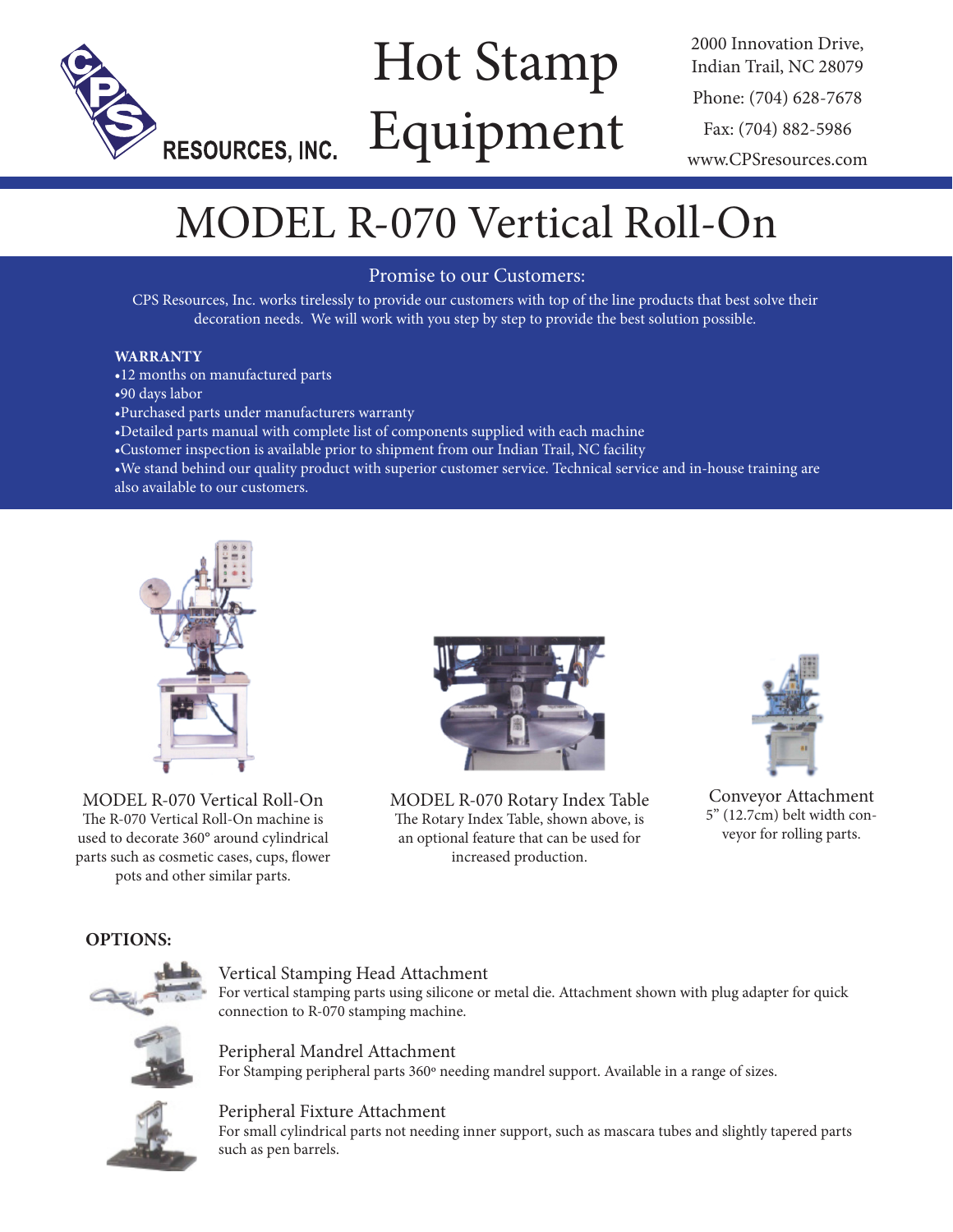CPS RESOURCES, INC.

# Hot Stamp Equipment

2000 Innovation Drive,
Indian Trail, NC 28079

Phone: (704) 628-7678

Fax: (704) 882-5986

www.CPSresources.com

# MODEL R-070 Vertical Roll-On

## Promise to our Customers:

CPS Resources, Inc. works tirelessly to provide our customers with top of the line products that best solve their decoration needs. We will work with you step by step to provide the best solution possible.

**WARRANTY**

- 12 months on manufactured parts
- 90 days labor
- Purchased parts under manufacturers warranty
- Detailed parts manual with complete list of components supplied with each machine
- Customer inspection is available prior to shipment from our Indian Trail, NC facility
- We stand behind our quality product with superior customer service. Technical service and in-house training are also available to our customers.

MODEL R-070 Vertical Roll-On
The R-070 Vertical Roll-On machine is used to decorate 360° around cylindrical parts such as cosmetic cases, cups, flower pots and other similar parts.

MODEL R-070 Rotary Index Table
The Rotary Index Table, shown above, is an optional feature that can be used for increased production.

Conveyor Attachment
5" (12.7cm) belt width conveyor for rolling parts.

**OPTIONS:**

Vertical Stamping Head Attachment
For vertical stamping parts using silicone or metal die. Attachment shown with plug adapter for quick connection to R-070 stamping machine.

Peripheral Mandrel Attachment
For Stamping peripheral parts 360° needing mandrel support. Available in a range of sizes.

Peripheral Fixture Attachment
For small cylindrical parts not needing inner support, such as mascara tubes and slightly tapered parts such as pen barrels.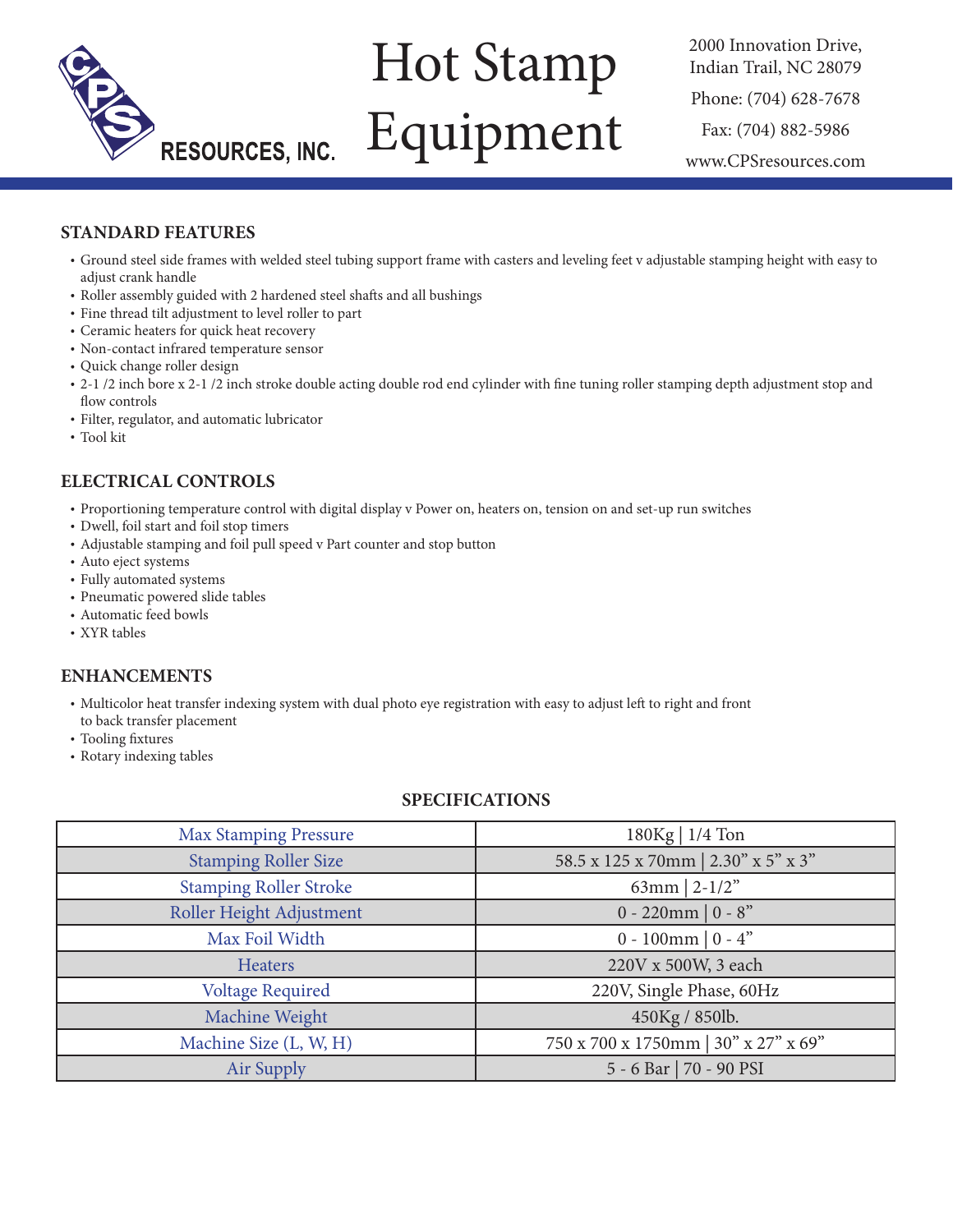CPS RESOURCES, INC.

# Hot Stamp Equipment

2000 Innovation Drive,
Indian Trail, NC 28079

Phone: (704) 628-7678

Fax: (704) 882-5986

www.CPSresources.com

## STANDARD FEATURES

- Ground steel side frames with welded steel tubing support frame with casters and leveling feet v adjustable stamping height with easy to adjust crank handle
- Roller assembly guided with 2 hardened steel shafts and all bushings
- Fine thread tilt adjustment to level roller to part
- Ceramic heaters for quick heat recovery
- Non-contact infrared temperature sensor
- Quick change roller design
- 2-1 /2 inch bore x 2-1 /2 inch stroke double acting double rod end cylinder with fine tuning roller stamping depth adjustment stop and flow controls
- Filter, regulator, and automatic lubricator
- Tool kit

## ELECTRICAL CONTROLS

- Proportioning temperature control with digital display v Power on, heaters on, tension on and set-up run switches
- Dwell, foil start and foil stop timers
- Adjustable stamping and foil pull speed v Part counter and stop button
- Auto eject systems
- Fully automated systems
- Pneumatic powered slide tables
- Automatic feed bowls
- XYR tables

## ENHANCEMENTS

- Multicolor heat transfer indexing system with dual photo eye registration with easy to adjust left to right and front to back transfer placement
- Tooling fixtures
- Rotary indexing tables

## SPECIFICATIONS

| | |
|---|---|
| Max Stamping Pressure | 180Kg \| 1/4 Ton |
| Stamping Roller Size | 58.5 x 125 x 70mm \| 2.30" x 5" x 3" |
| Stamping Roller Stroke | 63mm \| 2-1/2" |
| Roller Height Adjustment | 0 - 220mm \| 0 - 8" |
| Max Foil Width | 0 - 100mm \| 0 - 4" |
| Heaters | 220V x 500W, 3 each |
| Voltage Required | 220V, Single Phase, 60Hz |
| Machine Weight | 450Kg / 850lb. |
| Machine Size (L, W, H) | 750 x 700 x 1750mm \| 30" x 27" x 69" |
| Air Supply | 5 - 6 Bar \| 70 - 90 PSI |